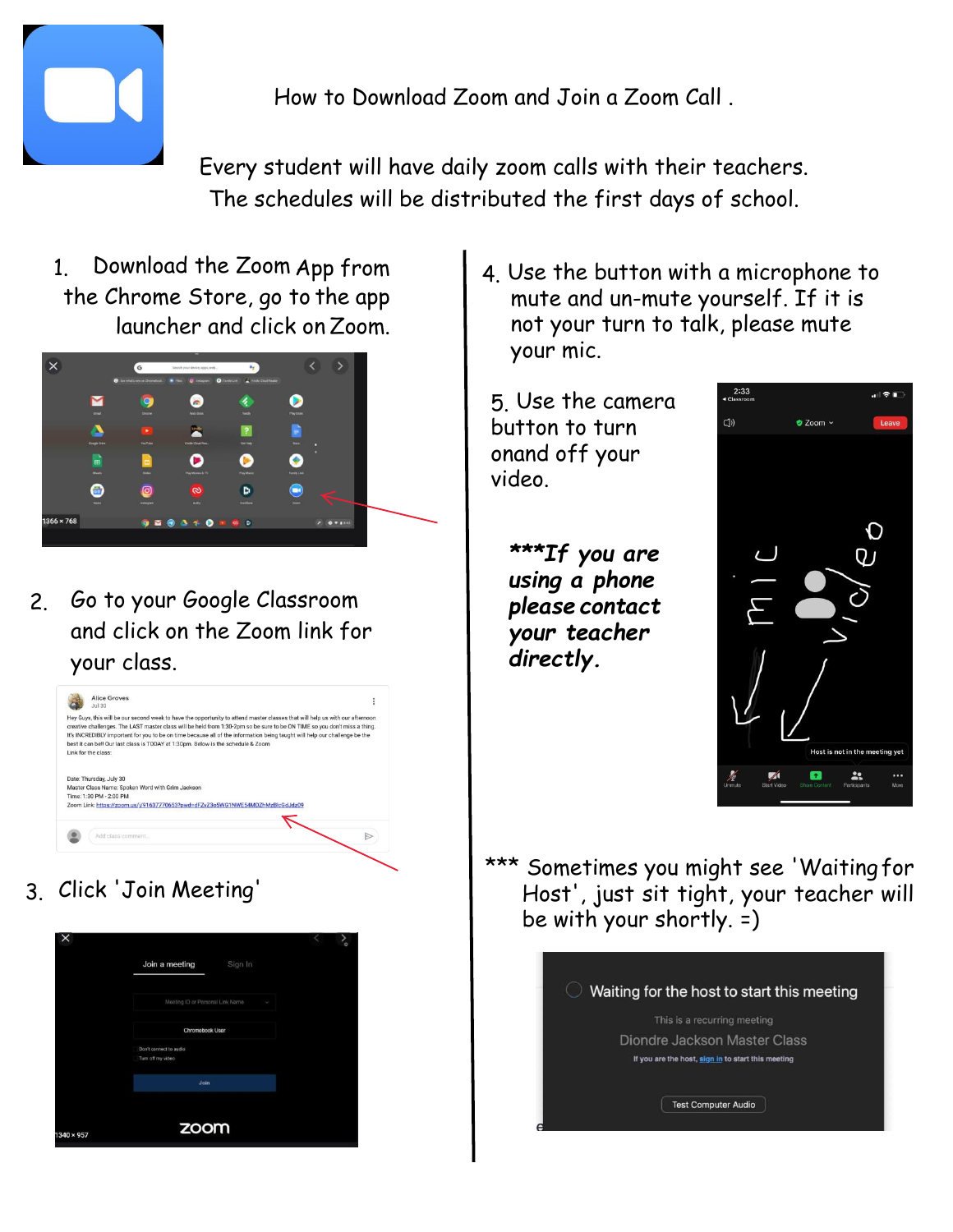# How to Download Zoom and Join a Zoom Call .

Every student will have daily zoom calls with their teachers.
The schedules will be distributed the first days of school.

1. Download the Zoom App from the Chrome Store, go to the app launcher and click on Zoom.

2. Go to your Google Classroom and click on the Zoom link for your class.

3. Click 'Join Meeting'

4. Use the button with a microphone to mute and un-mute yourself. If it is not your turn to talk, please mute your mic.

5. Use the camera button to turn onand off your video.

***If you are using a phone please contact your teacher directly.***

*** Sometimes you might see 'Waiting for Host', just sit tight, your teacher will be with your shortly. =)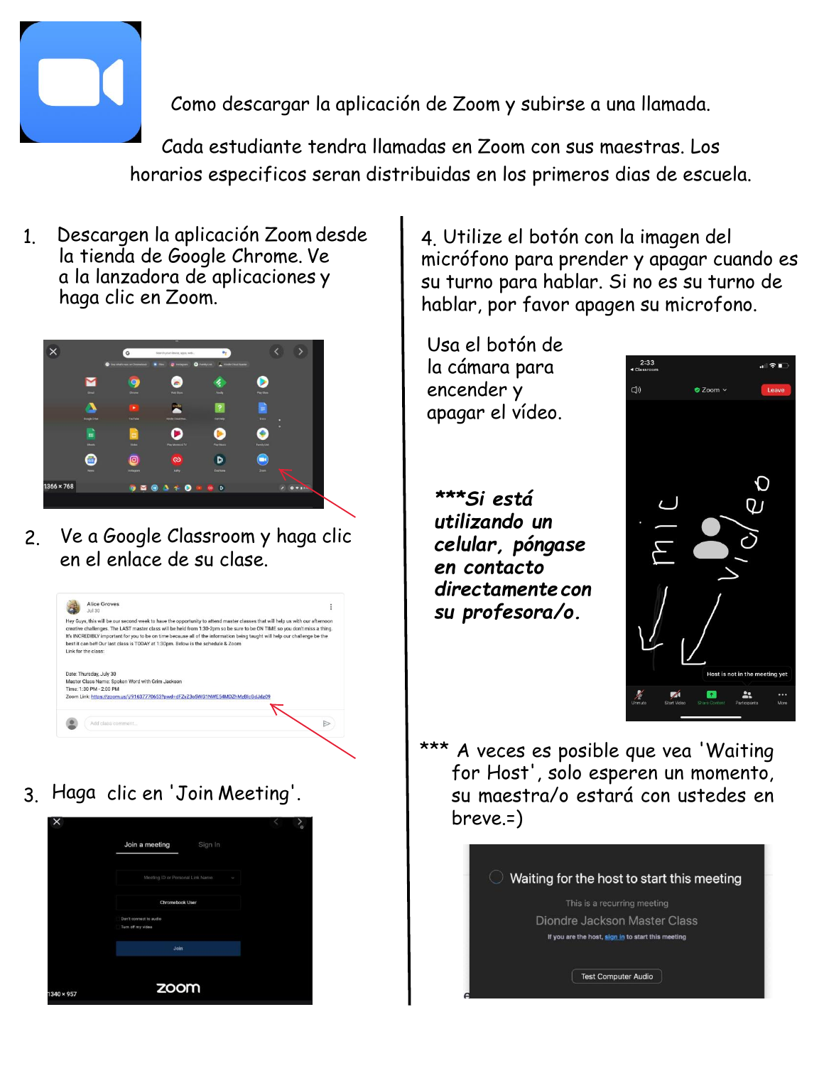Como descargar la aplicación de Zoom y subirse a una llamada.

Cada estudiante tendra llamadas en Zoom con sus maestras. Los horarios especificos seran distribuidas en los primeros dias de escuela.

1. Descarguen la aplicación Zoom desde la tienda de Google Chrome. Ve a la lanzadora de aplicaciones y haga clic en Zoom.

2. Ve a Google Classroom y haga clic en el enlace de su clase.

3. Haga clic en 'Join Meeting'.

4. Utilize el botón con la imagen del micrófono para prender y apagar cuando es su turno para hablar. Si no es su turno de hablar, por favor apagen su microfono.

Usa el botón de la cámara para encender y apagar el vídeo.

***Si está utilizando un celular, póngase en contacto directamente con su profesora/o.***

*** A veces es posible que vea 'Waiting for Host', solo esperen un momento, su maestra/o estará con ustedes en breve.=)